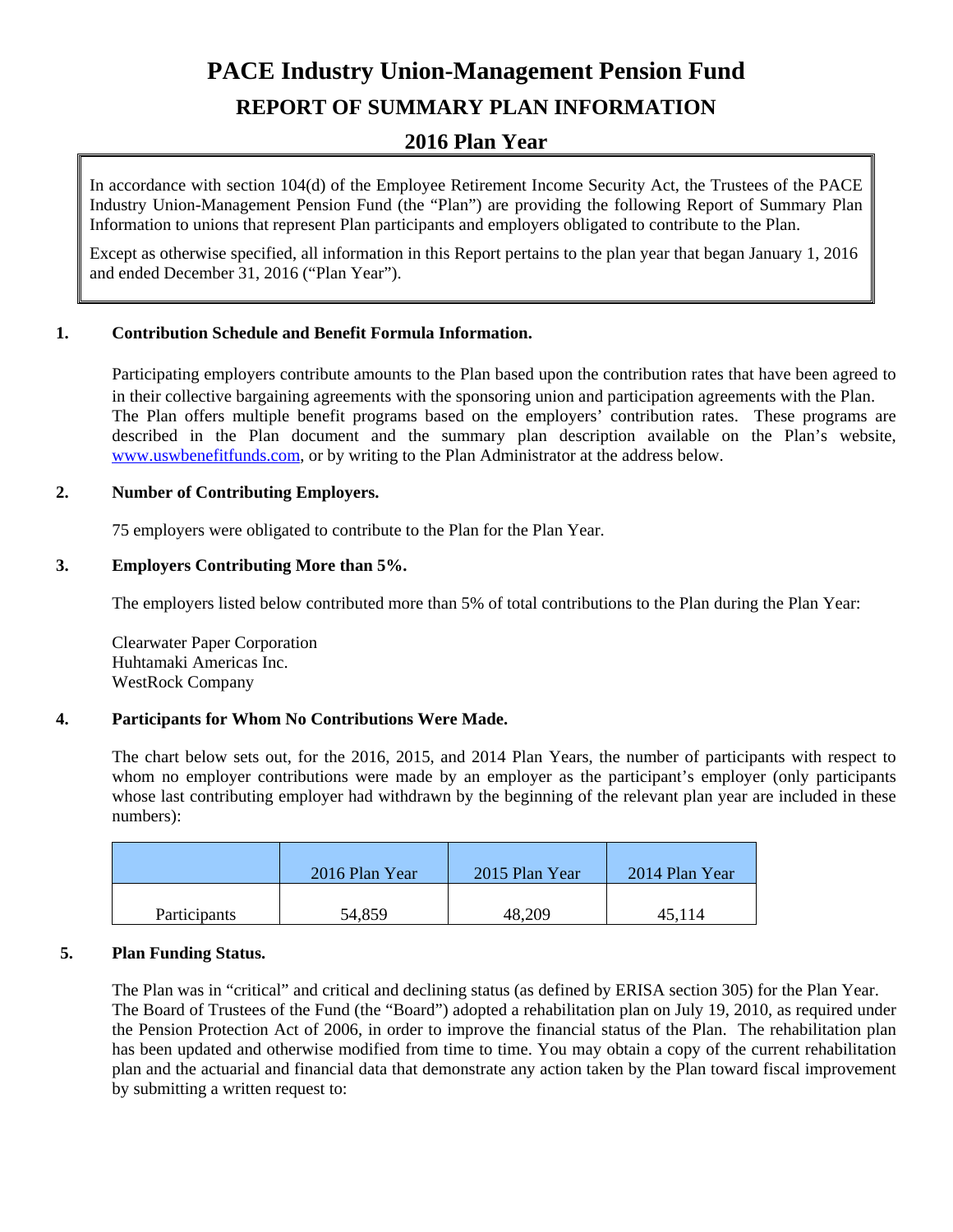# PACE Industry Union-Management Pension Fund

## REPORT OF SUMMARY PLAN INFORMATION

## 2016 Plan Year

In accordance with section 104(d) of the Employee Retirement Income Security Act, the Trustees of the PACE Industry Union-Management Pension Fund (the "Plan") are providing the following Report of Summary Plan Information to unions that represent Plan participants and employers obligated to contribute to the Plan.

Except as otherwise specified, all information in this Report pertains to the plan year that began January 1, 2016 and ended December 31, 2016 ("Plan Year").

**1. Contribution Schedule and Benefit Formula Information.**

Participating employers contribute amounts to the Plan based upon the contribution rates that have been agreed to in their collective bargaining agreements with the sponsoring union and participation agreements with the Plan. The Plan offers multiple benefit programs based on the employers' contribution rates. These programs are described in the Plan document and the summary plan description available on the Plan's website, www.uswbenefitfunds.com, or by writing to the Plan Administrator at the address below.

**2. Number of Contributing Employers.**

75 employers were obligated to contribute to the Plan for the Plan Year.

**3. Employers Contributing More than 5%.**

The employers listed below contributed more than 5% of total contributions to the Plan during the Plan Year:

Clearwater Paper Corporation
Huhtamaki Americas Inc.
WestRock Company

**4. Participants for Whom No Contributions Were Made.**

The chart below sets out, for the 2016, 2015, and 2014 Plan Years, the number of participants with respect to whom no employer contributions were made by an employer as the participant's employer (only participants whose last contributing employer had withdrawn by the beginning of the relevant plan year are included in these numbers):

| | 2016 Plan Year | 2015 Plan Year | 2014 Plan Year |
|---|---|---|---|
| Participants | 54,859 | 48,209 | 45,114 |

**5. Plan Funding Status.**

The Plan was in "critical" and critical and declining status (as defined by ERISA section 305) for the Plan Year. The Board of Trustees of the Fund (the "Board") adopted a rehabilitation plan on July 19, 2010, as required under the Pension Protection Act of 2006, in order to improve the financial status of the Plan. The rehabilitation plan has been updated and otherwise modified from time to time. You may obtain a copy of the current rehabilitation plan and the actuarial and financial data that demonstrate any action taken by the Plan toward fiscal improvement by submitting a written request to: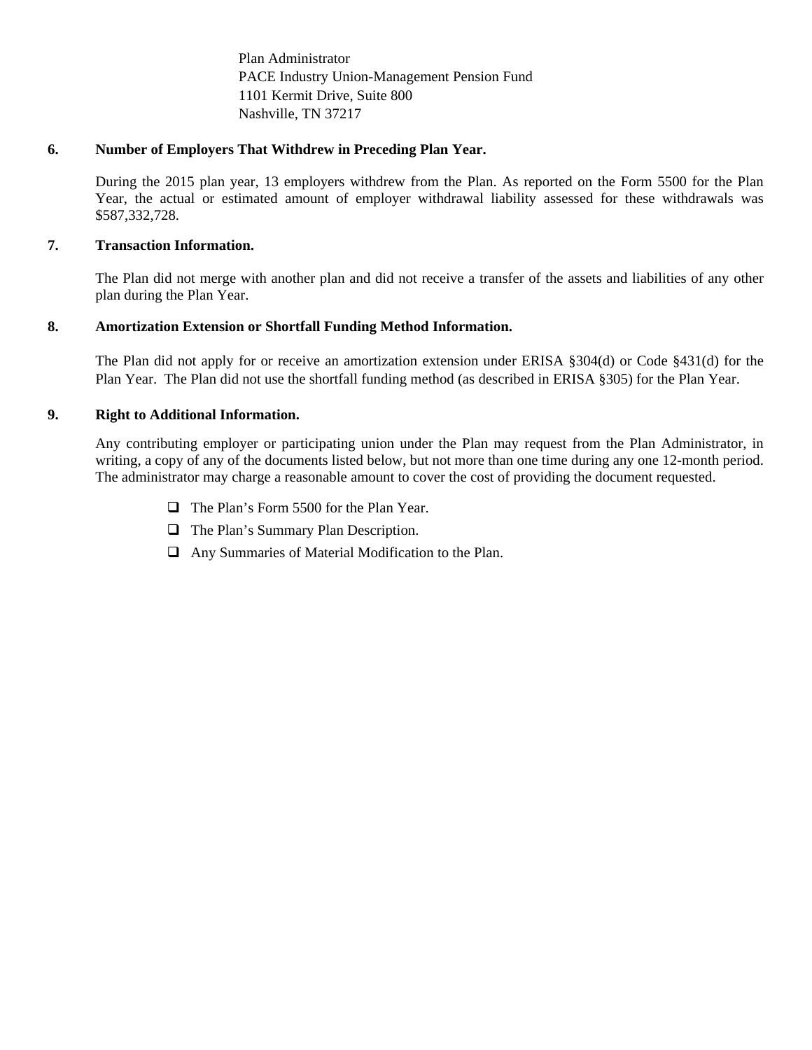Plan Administrator
PACE Industry Union-Management Pension Fund
1101 Kermit Drive, Suite 800
Nashville, TN 37217

**6. Number of Employers That Withdrew in Preceding Plan Year.**

During the 2015 plan year, 13 employers withdrew from the Plan. As reported on the Form 5500 for the Plan Year, the actual or estimated amount of employer withdrawal liability assessed for these withdrawals was $587,332,728.

**7. Transaction Information.**

The Plan did not merge with another plan and did not receive a transfer of the assets and liabilities of any other plan during the Plan Year.

**8. Amortization Extension or Shortfall Funding Method Information.**

The Plan did not apply for or receive an amortization extension under ERISA §304(d) or Code §431(d) for the Plan Year. The Plan did not use the shortfall funding method (as described in ERISA §305) for the Plan Year.

**9. Right to Additional Information.**

Any contributing employer or participating union under the Plan may request from the Plan Administrator, in writing, a copy of any of the documents listed below, but not more than one time during any one 12-month period. The administrator may charge a reasonable amount to cover the cost of providing the document requested.

- ☐ The Plan's Form 5500 for the Plan Year.
- ☐ The Plan's Summary Plan Description.
- ☐ Any Summaries of Material Modification to the Plan.